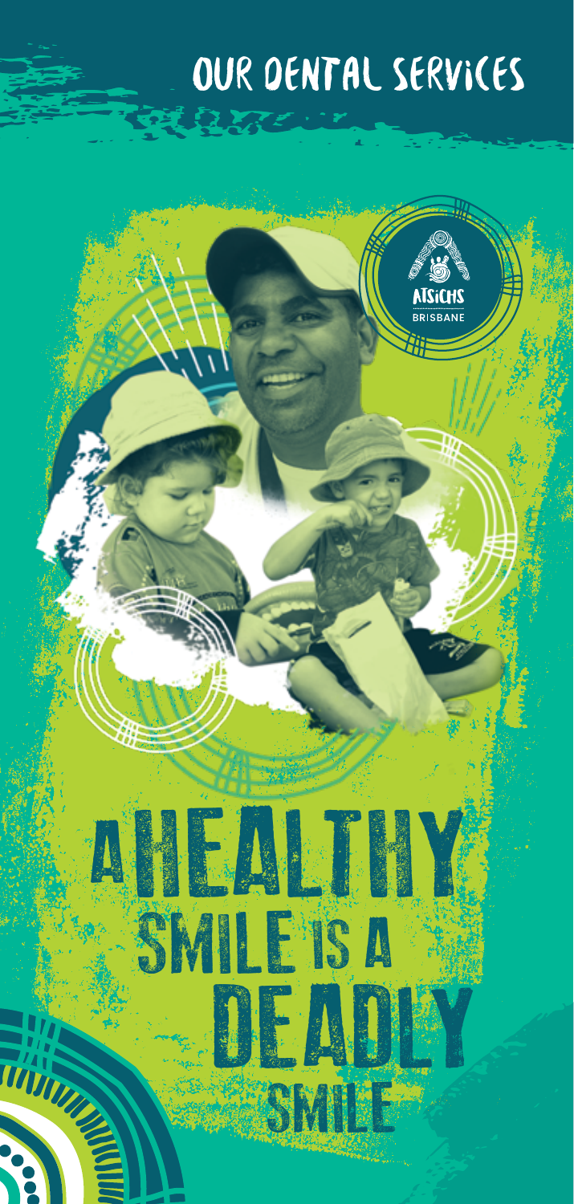# OUR DENTAL SERVICES

ATSICHS BRISBANE

# A HEALTHY SMILE IS A DEADLY SMILE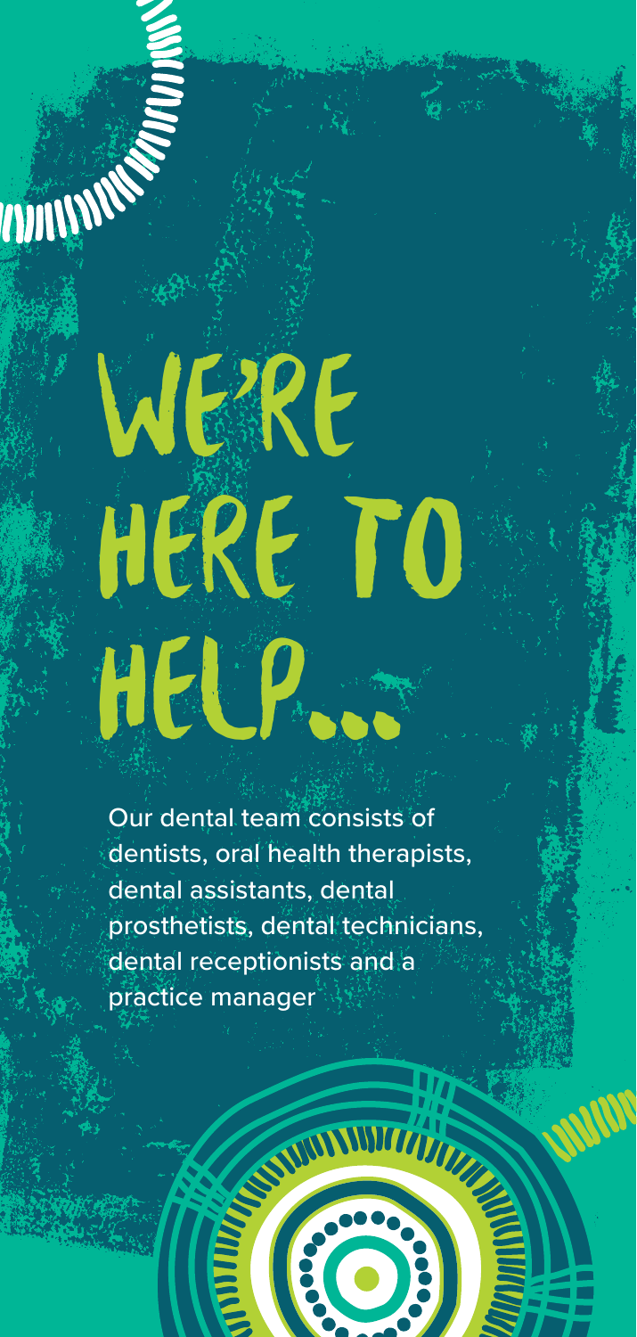# WE'RE HERE TO HELP...

Our dental team consists of dentists, oral health therapists, dental assistants, dental prosthetists, dental technicians, dental receptionists and a practice manager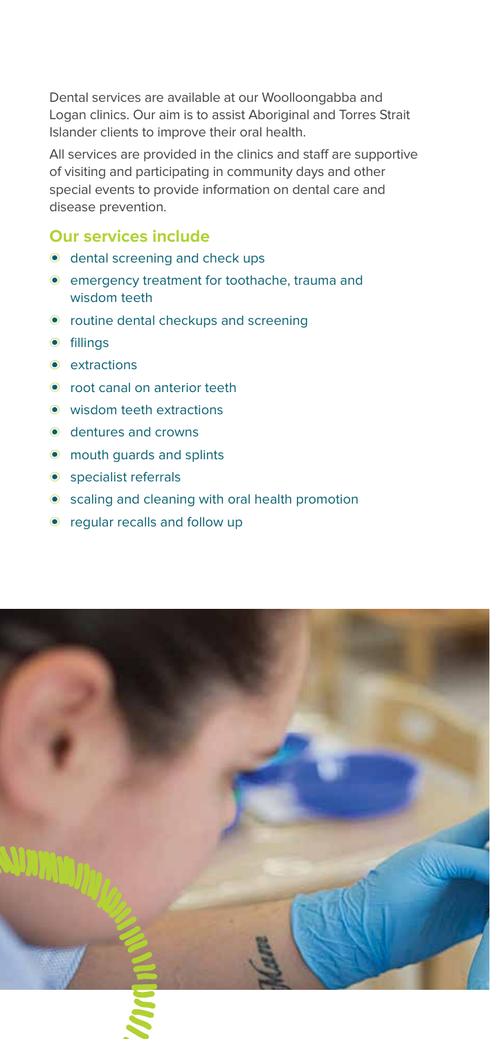Dental services are available at our Woolloongabba and Logan clinics. Our aim is to assist Aboriginal and Torres Strait Islander clients to improve their oral health.

All services are provided in the clinics and staff are supportive of visiting and participating in community days and other special events to provide information on dental care and disease prevention.

### Our services include

- dental screening and check ups
- emergency treatment for toothache, trauma and wisdom teeth
- routine dental checkups and screening
- fillings
- extractions
- root canal on anterior teeth
- wisdom teeth extractions
- dentures and crowns
- mouth guards and splints
- specialist referrals
- scaling and cleaning with oral health promotion
- regular recalls and follow up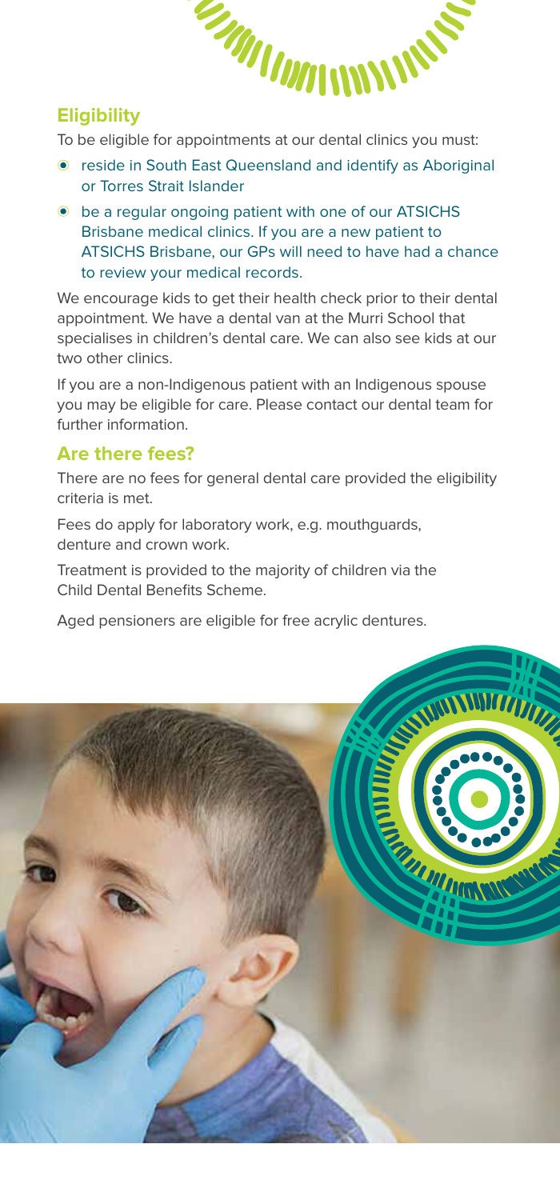## Eligibility

To be eligible for appointments at our dental clinics you must:

- reside in South East Queensland and identify as Aboriginal or Torres Strait Islander
- be a regular ongoing patient with one of our ATSICHS Brisbane medical clinics. If you are a new patient to ATSICHS Brisbane, our GPs will need to have had a chance to review your medical records.

We encourage kids to get their health check prior to their dental appointment. We have a dental van at the Murri School that specialises in children's dental care. We can also see kids at our two other clinics.

If you are a non-Indigenous patient with an Indigenous spouse you may be eligible for care. Please contact our dental team for further information.

## Are there fees?

There are no fees for general dental care provided the eligibility criteria is met.

Fees do apply for laboratory work, e.g. mouthguards, denture and crown work.

Treatment is provided to the majority of children via the Child Dental Benefits Scheme.

Aged pensioners are eligible for free acrylic dentures.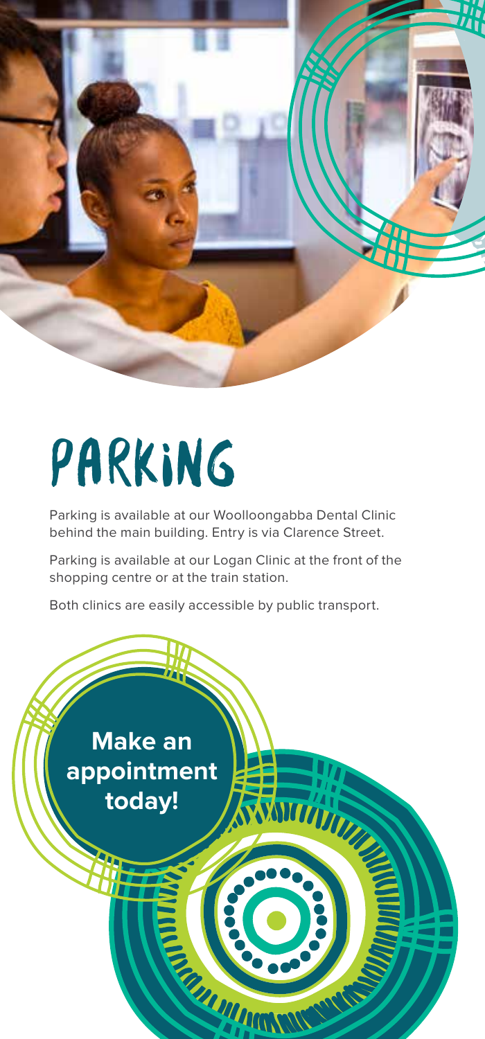# PARKING

Parking is available at our Woolloongabba Dental Clinic behind the main building. Entry is via Clarence Street.

Parking is available at our Logan Clinic at the front of the shopping centre or at the train station.

Both clinics are easily accessible by public transport.

**Make an appointment today!**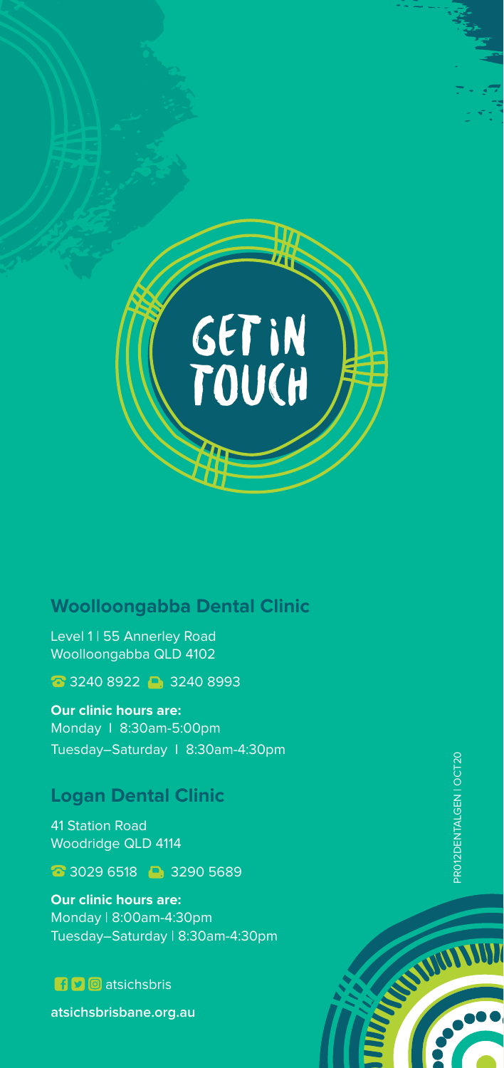# GET IN TOUCH

## Woolloongabba Dental Clinic

Level 1 | 55 Annerley Road
Woolloongabba QLD 4102

☎ 3240 8922 🖷 3240 8993

**Our clinic hours are:**
Monday | 8:30am-5:00pm
Tuesday–Saturday | 8:30am-4:30pm

## Logan Dental Clinic

41 Station Road
Woodridge QLD 4114

☎ 3029 6518 🖷 3290 5689

**Our clinic hours are:**
Monday | 8:00am-4:30pm
Tuesday–Saturday | 8:30am-4:30pm

atsichsbris

**atsichsbrisbane.org.au**

PR012DENTALGEN | OCT20